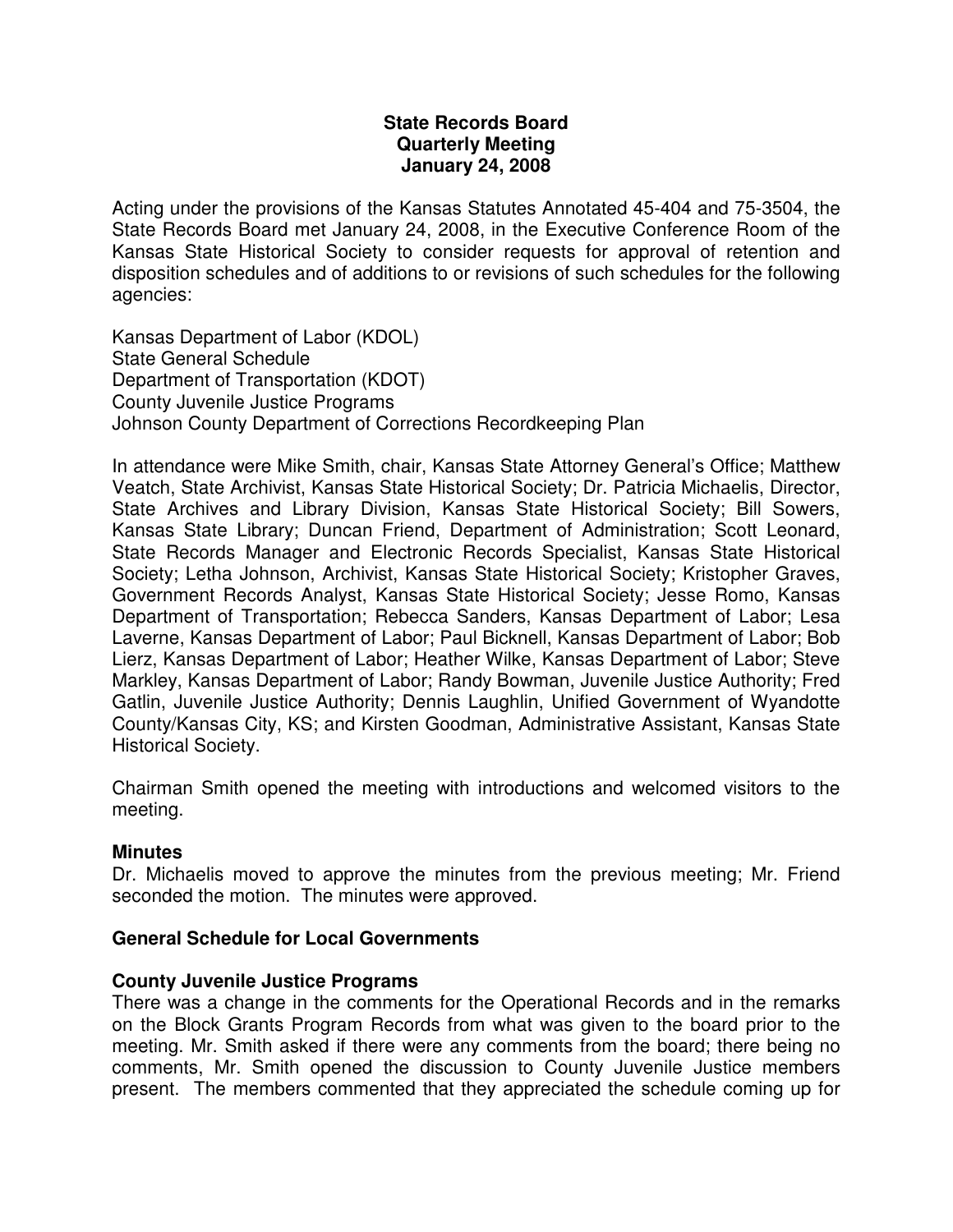# State Records Board
## Quarterly Meeting
## January 24, 2008

Acting under the provisions of the Kansas Statutes Annotated 45-404 and 75-3504, the State Records Board met January 24, 2008, in the Executive Conference Room of the Kansas State Historical Society to consider requests for approval of retention and disposition schedules and of additions to or revisions of such schedules for the following agencies:

Kansas Department of Labor (KDOL)
State General Schedule
Department of Transportation (KDOT)
County Juvenile Justice Programs
Johnson County Department of Corrections Recordkeeping Plan

In attendance were Mike Smith, chair, Kansas State Attorney General's Office; Matthew Veatch, State Archivist, Kansas State Historical Society; Dr. Patricia Michaelis, Director, State Archives and Library Division, Kansas State Historical Society; Bill Sowers, Kansas State Library; Duncan Friend, Department of Administration; Scott Leonard, State Records Manager and Electronic Records Specialist, Kansas State Historical Society; Letha Johnson, Archivist, Kansas State Historical Society; Kristopher Graves, Government Records Analyst, Kansas State Historical Society; Jesse Romo, Kansas Department of Transportation; Rebecca Sanders, Kansas Department of Labor; Lesa Laverne, Kansas Department of Labor; Paul Bicknell, Kansas Department of Labor; Bob Lierz, Kansas Department of Labor; Heather Wilke, Kansas Department of Labor; Steve Markley, Kansas Department of Labor; Randy Bowman, Juvenile Justice Authority; Fred Gatlin, Juvenile Justice Authority; Dennis Laughlin, Unified Government of Wyandotte County/Kansas City, KS; and Kirsten Goodman, Administrative Assistant, Kansas State Historical Society.

Chairman Smith opened the meeting with introductions and welcomed visitors to the meeting.

**Minutes**
Dr. Michaelis moved to approve the minutes from the previous meeting; Mr. Friend seconded the motion. The minutes were approved.

**General Schedule for Local Governments**

**County Juvenile Justice Programs**
There was a change in the comments for the Operational Records and in the remarks on the Block Grants Program Records from what was given to the board prior to the meeting. Mr. Smith asked if there were any comments from the board; there being no comments, Mr. Smith opened the discussion to County Juvenile Justice members present. The members commented that they appreciated the schedule coming up for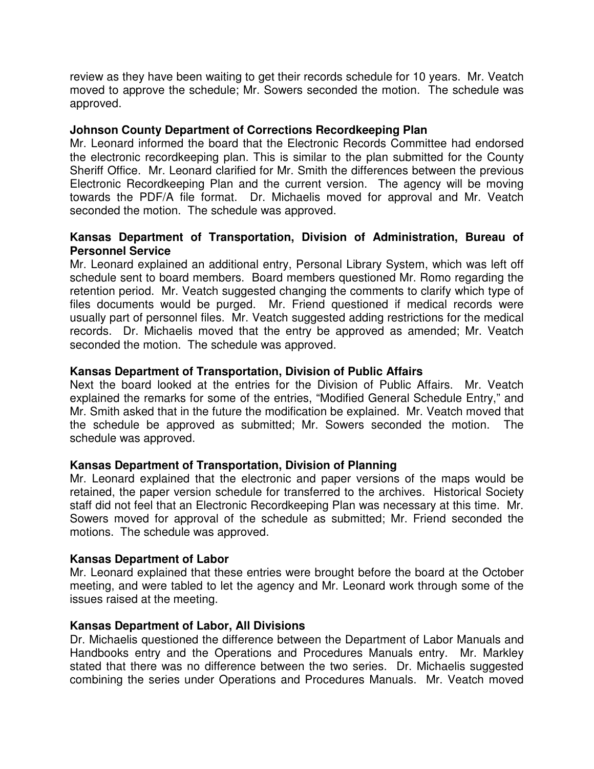review as they have been waiting to get their records schedule for 10 years. Mr. Veatch moved to approve the schedule; Mr. Sowers seconded the motion. The schedule was approved.

**Johnson County Department of Corrections Recordkeeping Plan**

Mr. Leonard informed the board that the Electronic Records Committee had endorsed the electronic recordkeeping plan. This is similar to the plan submitted for the County Sheriff Office. Mr. Leonard clarified for Mr. Smith the differences between the previous Electronic Recordkeeping Plan and the current version. The agency will be moving towards the PDF/A file format. Dr. Michaelis moved for approval and Mr. Veatch seconded the motion. The schedule was approved.

**Kansas Department of Transportation, Division of Administration, Bureau of Personnel Service**

Mr. Leonard explained an additional entry, Personal Library System, which was left off schedule sent to board members. Board members questioned Mr. Romo regarding the retention period. Mr. Veatch suggested changing the comments to clarify which type of files documents would be purged. Mr. Friend questioned if medical records were usually part of personnel files. Mr. Veatch suggested adding restrictions for the medical records. Dr. Michaelis moved that the entry be approved as amended; Mr. Veatch seconded the motion. The schedule was approved.

**Kansas Department of Transportation, Division of Public Affairs**

Next the board looked at the entries for the Division of Public Affairs. Mr. Veatch explained the remarks for some of the entries, "Modified General Schedule Entry," and Mr. Smith asked that in the future the modification be explained. Mr. Veatch moved that the schedule be approved as submitted; Mr. Sowers seconded the motion. The schedule was approved.

**Kansas Department of Transportation, Division of Planning**

Mr. Leonard explained that the electronic and paper versions of the maps would be retained, the paper version schedule for transferred to the archives. Historical Society staff did not feel that an Electronic Recordkeeping Plan was necessary at this time. Mr. Sowers moved for approval of the schedule as submitted; Mr. Friend seconded the motions. The schedule was approved.

**Kansas Department of Labor**

Mr. Leonard explained that these entries were brought before the board at the October meeting, and were tabled to let the agency and Mr. Leonard work through some of the issues raised at the meeting.

**Kansas Department of Labor, All Divisions**

Dr. Michaelis questioned the difference between the Department of Labor Manuals and Handbooks entry and the Operations and Procedures Manuals entry. Mr. Markley stated that there was no difference between the two series. Dr. Michaelis suggested combining the series under Operations and Procedures Manuals. Mr. Veatch moved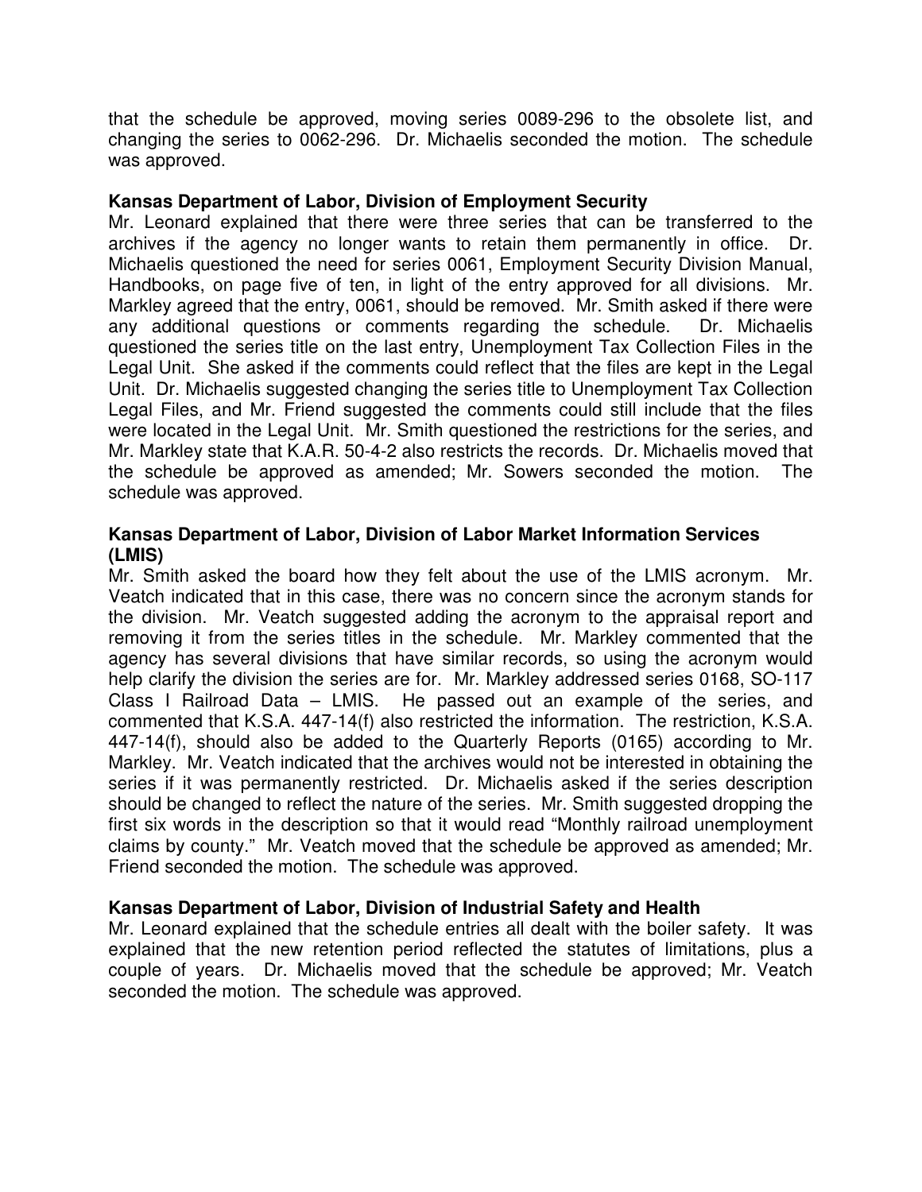that the schedule be approved, moving series 0089-296 to the obsolete list, and changing the series to 0062-296. Dr. Michaelis seconded the motion. The schedule was approved.

**Kansas Department of Labor, Division of Employment Security**

Mr. Leonard explained that there were three series that can be transferred to the archives if the agency no longer wants to retain them permanently in office. Dr. Michaelis questioned the need for series 0061, Employment Security Division Manual, Handbooks, on page five of ten, in light of the entry approved for all divisions. Mr. Markley agreed that the entry, 0061, should be removed. Mr. Smith asked if there were any additional questions or comments regarding the schedule. Dr. Michaelis questioned the series title on the last entry, Unemployment Tax Collection Files in the Legal Unit. She asked if the comments could reflect that the files are kept in the Legal Unit. Dr. Michaelis suggested changing the series title to Unemployment Tax Collection Legal Files, and Mr. Friend suggested the comments could still include that the files were located in the Legal Unit. Mr. Smith questioned the restrictions for the series, and Mr. Markley state that K.A.R. 50-4-2 also restricts the records. Dr. Michaelis moved that the schedule be approved as amended; Mr. Sowers seconded the motion. The schedule was approved.

**Kansas Department of Labor, Division of Labor Market Information Services (LMIS)**

Mr. Smith asked the board how they felt about the use of the LMIS acronym. Mr. Veatch indicated that in this case, there was no concern since the acronym stands for the division. Mr. Veatch suggested adding the acronym to the appraisal report and removing it from the series titles in the schedule. Mr. Markley commented that the agency has several divisions that have similar records, so using the acronym would help clarify the division the series are for. Mr. Markley addressed series 0168, SO-117 Class I Railroad Data – LMIS. He passed out an example of the series, and commented that K.S.A. 447-14(f) also restricted the information. The restriction, K.S.A. 447-14(f), should also be added to the Quarterly Reports (0165) according to Mr. Markley. Mr. Veatch indicated that the archives would not be interested in obtaining the series if it was permanently restricted. Dr. Michaelis asked if the series description should be changed to reflect the nature of the series. Mr. Smith suggested dropping the first six words in the description so that it would read "Monthly railroad unemployment claims by county." Mr. Veatch moved that the schedule be approved as amended; Mr. Friend seconded the motion. The schedule was approved.

**Kansas Department of Labor, Division of Industrial Safety and Health**

Mr. Leonard explained that the schedule entries all dealt with the boiler safety. It was explained that the new retention period reflected the statutes of limitations, plus a couple of years. Dr. Michaelis moved that the schedule be approved; Mr. Veatch seconded the motion. The schedule was approved.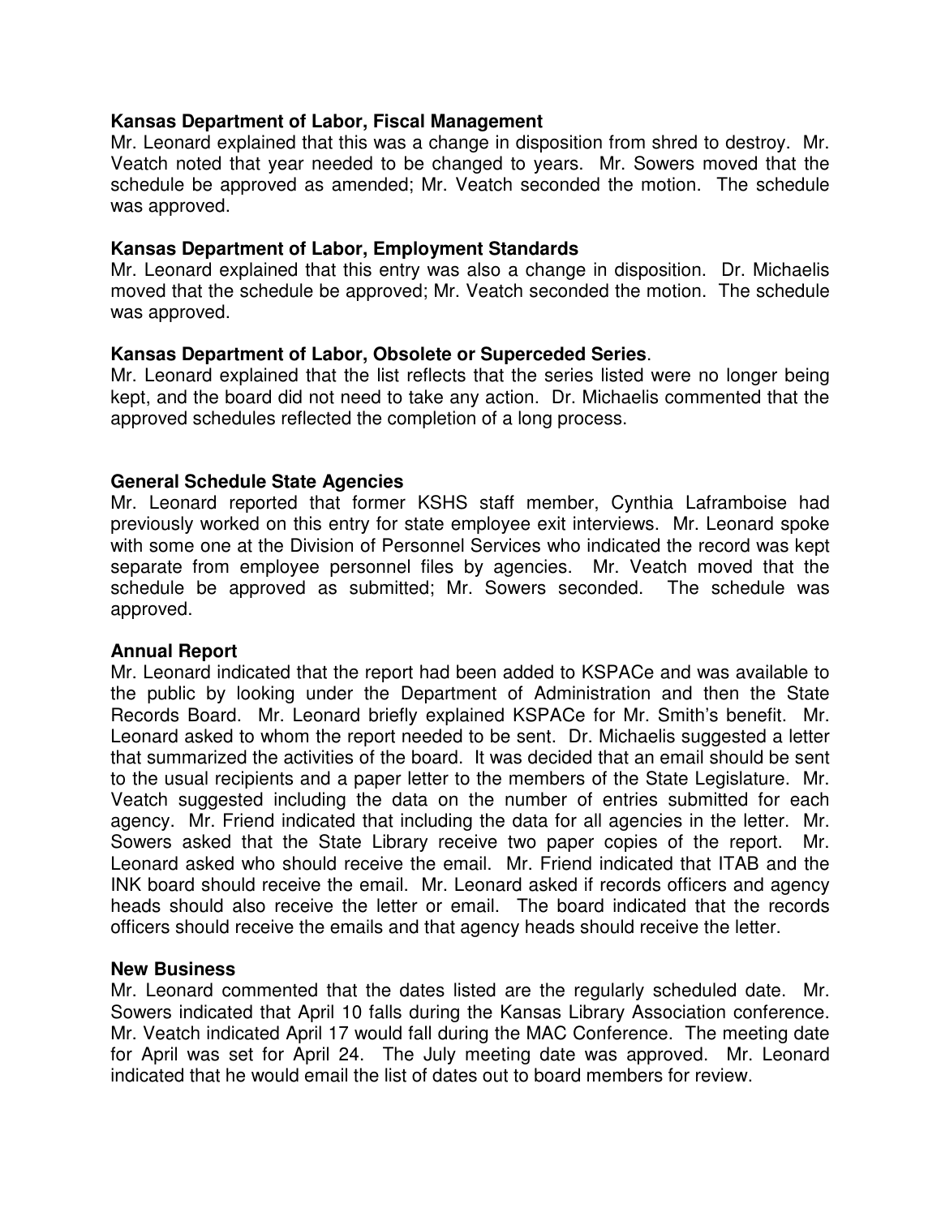**Kansas Department of Labor, Fiscal Management**
Mr. Leonard explained that this was a change in disposition from shred to destroy. Mr. Veatch noted that year needed to be changed to years. Mr. Sowers moved that the schedule be approved as amended; Mr. Veatch seconded the motion. The schedule was approved.

**Kansas Department of Labor, Employment Standards**
Mr. Leonard explained that this entry was also a change in disposition. Dr. Michaelis moved that the schedule be approved; Mr. Veatch seconded the motion. The schedule was approved.

**Kansas Department of Labor, Obsolete or Superceded Series**.
Mr. Leonard explained that the list reflects that the series listed were no longer being kept, and the board did not need to take any action. Dr. Michaelis commented that the approved schedules reflected the completion of a long process.

**General Schedule State Agencies**
Mr. Leonard reported that former KSHS staff member, Cynthia Laframboise had previously worked on this entry for state employee exit interviews. Mr. Leonard spoke with some one at the Division of Personnel Services who indicated the record was kept separate from employee personnel files by agencies. Mr. Veatch moved that the schedule be approved as submitted; Mr. Sowers seconded. The schedule was approved.

**Annual Report**
Mr. Leonard indicated that the report had been added to KSPACe and was available to the public by looking under the Department of Administration and then the State Records Board. Mr. Leonard briefly explained KSPACe for Mr. Smith's benefit. Mr. Leonard asked to whom the report needed to be sent. Dr. Michaelis suggested a letter that summarized the activities of the board. It was decided that an email should be sent to the usual recipients and a paper letter to the members of the State Legislature. Mr. Veatch suggested including the data on the number of entries submitted for each agency. Mr. Friend indicated that including the data for all agencies in the letter. Mr. Sowers asked that the State Library receive two paper copies of the report. Mr. Leonard asked who should receive the email. Mr. Friend indicated that ITAB and the INK board should receive the email. Mr. Leonard asked if records officers and agency heads should also receive the letter or email. The board indicated that the records officers should receive the emails and that agency heads should receive the letter.

**New Business**
Mr. Leonard commented that the dates listed are the regularly scheduled date. Mr. Sowers indicated that April 10 falls during the Kansas Library Association conference. Mr. Veatch indicated April 17 would fall during the MAC Conference. The meeting date for April was set for April 24. The July meeting date was approved. Mr. Leonard indicated that he would email the list of dates out to board members for review.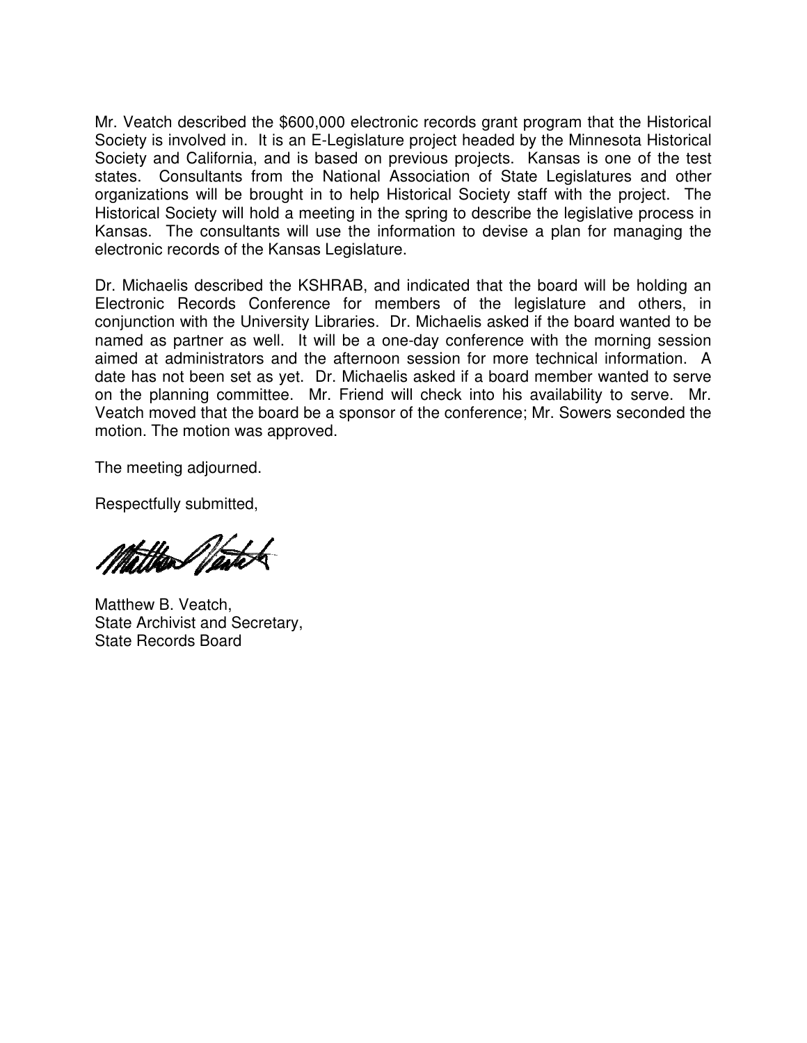Mr. Veatch described the $600,000 electronic records grant program that the Historical Society is involved in. It is an E-Legislature project headed by the Minnesota Historical Society and California, and is based on previous projects. Kansas is one of the test states. Consultants from the National Association of State Legislatures and other organizations will be brought in to help Historical Society staff with the project. The Historical Society will hold a meeting in the spring to describe the legislative process in Kansas. The consultants will use the information to devise a plan for managing the electronic records of the Kansas Legislature.

Dr. Michaelis described the KSHRAB, and indicated that the board will be holding an Electronic Records Conference for members of the legislature and others, in conjunction with the University Libraries. Dr. Michaelis asked if the board wanted to be named as partner as well. It will be a one-day conference with the morning session aimed at administrators and the afternoon session for more technical information. A date has not been set as yet. Dr. Michaelis asked if a board member wanted to serve on the planning committee. Mr. Friend will check into his availability to serve. Mr. Veatch moved that the board be a sponsor of the conference; Mr. Sowers seconded the motion. The motion was approved.

The meeting adjourned.

Respectfully submitted,

Matthew B. Veatch,
State Archivist and Secretary,
State Records Board